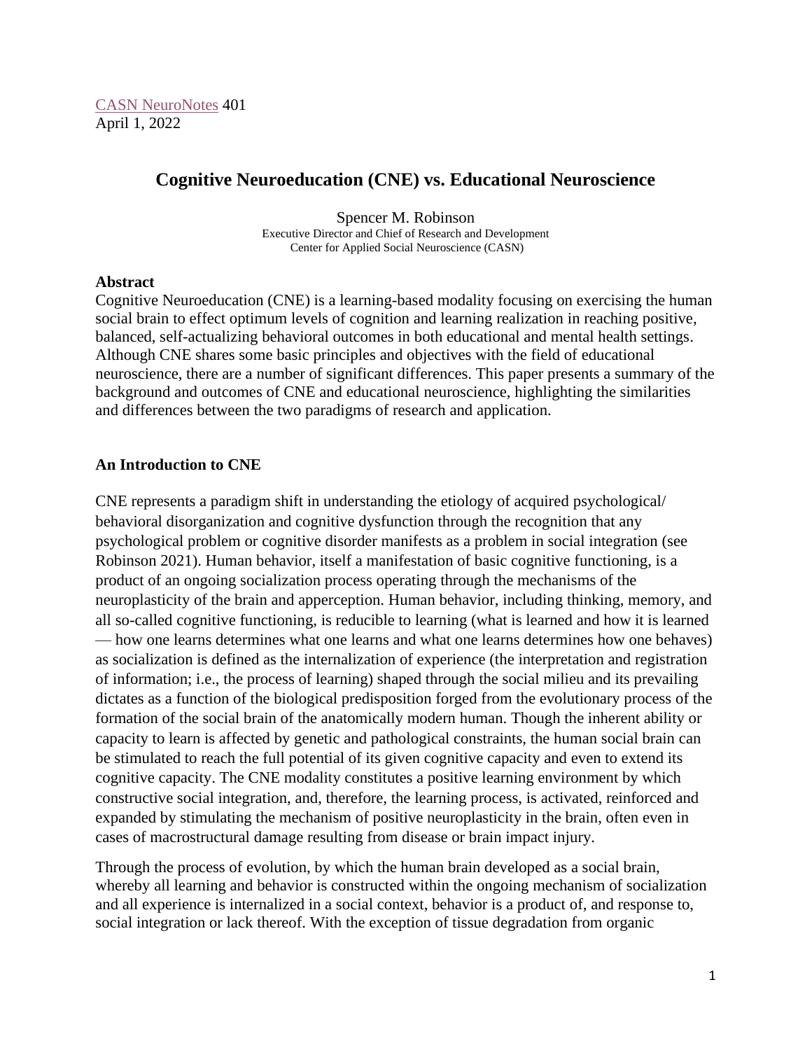CASN NeuroNotes 401
April 1, 2022

# Cognitive Neuroeducation (CNE) vs. Educational Neuroscience

Spencer M. Robinson
Executive Director and Chief of Research and Development
Center for Applied Social Neuroscience (CASN)

**Abstract**
Cognitive Neuroeducation (CNE) is a learning-based modality focusing on exercising the human social brain to effect optimum levels of cognition and learning realization in reaching positive, balanced, self-actualizing behavioral outcomes in both educational and mental health settings. Although CNE shares some basic principles and objectives with the field of educational neuroscience, there are a number of significant differences. This paper presents a summary of the background and outcomes of CNE and educational neuroscience, highlighting the similarities and differences between the two paradigms of research and application.

## An Introduction to CNE

CNE represents a paradigm shift in understanding the etiology of acquired psychological/ behavioral disorganization and cognitive dysfunction through the recognition that any psychological problem or cognitive disorder manifests as a problem in social integration (see Robinson 2021). Human behavior, itself a manifestation of basic cognitive functioning, is a product of an ongoing socialization process operating through the mechanisms of the neuroplasticity of the brain and apperception. Human behavior, including thinking, memory, and all so-called cognitive functioning, is reducible to learning (what is learned and how it is learned — how one learns determines what one learns and what one learns determines how one behaves) as socialization is defined as the internalization of experience (the interpretation and registration of information; i.e., the process of learning) shaped through the social milieu and its prevailing dictates as a function of the biological predisposition forged from the evolutionary process of the formation of the social brain of the anatomically modern human. Though the inherent ability or capacity to learn is affected by genetic and pathological constraints, the human social brain can be stimulated to reach the full potential of its given cognitive capacity and even to extend its cognitive capacity. The CNE modality constitutes a positive learning environment by which constructive social integration, and, therefore, the learning process, is activated, reinforced and expanded by stimulating the mechanism of positive neuroplasticity in the brain, often even in cases of macrostructural damage resulting from disease or brain impact injury.

Through the process of evolution, by which the human brain developed as a social brain, whereby all learning and behavior is constructed within the ongoing mechanism of socialization and all experience is internalized in a social context, behavior is a product of, and response to, social integration or lack thereof. With the exception of tissue degradation from organic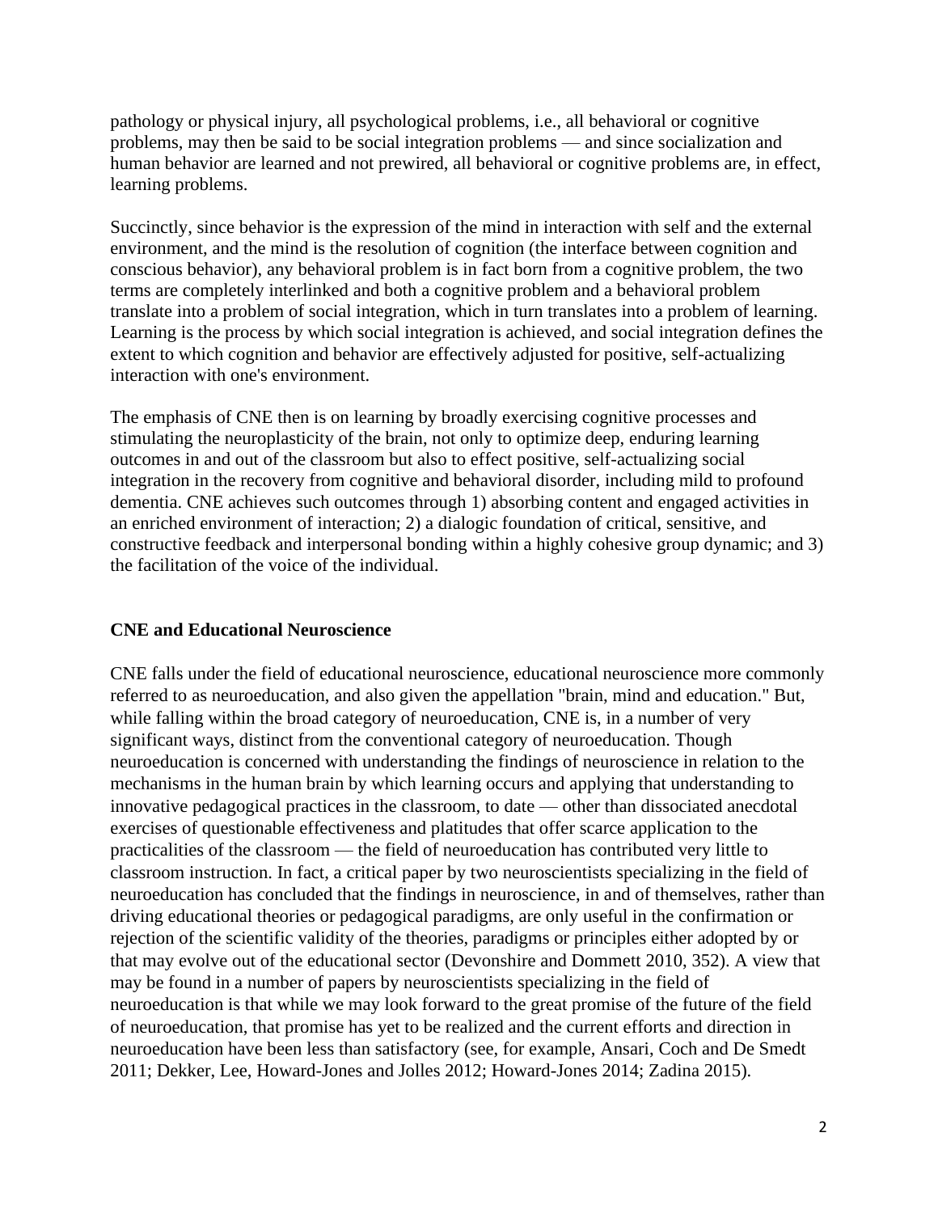pathology or physical injury, all psychological problems, i.e., all behavioral or cognitive problems, may then be said to be social integration problems — and since socialization and human behavior are learned and not prewired, all behavioral or cognitive problems are, in effect, learning problems.

Succinctly, since behavior is the expression of the mind in interaction with self and the external environment, and the mind is the resolution of cognition (the interface between cognition and conscious behavior), any behavioral problem is in fact born from a cognitive problem, the two terms are completely interlinked and both a cognitive problem and a behavioral problem translate into a problem of social integration, which in turn translates into a problem of learning. Learning is the process by which social integration is achieved, and social integration defines the extent to which cognition and behavior are effectively adjusted for positive, self-actualizing interaction with one's environment.

The emphasis of CNE then is on learning by broadly exercising cognitive processes and stimulating the neuroplasticity of the brain, not only to optimize deep, enduring learning outcomes in and out of the classroom but also to effect positive, self-actualizing social integration in the recovery from cognitive and behavioral disorder, including mild to profound dementia. CNE achieves such outcomes through 1) absorbing content and engaged activities in an enriched environment of interaction; 2) a dialogic foundation of critical, sensitive, and constructive feedback and interpersonal bonding within a highly cohesive group dynamic; and 3) the facilitation of the voice of the individual.

**CNE and Educational Neuroscience**

CNE falls under the field of educational neuroscience, educational neuroscience more commonly referred to as neuroeducation, and also given the appellation "brain, mind and education." But, while falling within the broad category of neuroeducation, CNE is, in a number of very significant ways, distinct from the conventional category of neuroeducation. Though neuroeducation is concerned with understanding the findings of neuroscience in relation to the mechanisms in the human brain by which learning occurs and applying that understanding to innovative pedagogical practices in the classroom, to date — other than dissociated anecdotal exercises of questionable effectiveness and platitudes that offer scarce application to the practicalities of the classroom — the field of neuroeducation has contributed very little to classroom instruction. In fact, a critical paper by two neuroscientists specializing in the field of neuroeducation has concluded that the findings in neuroscience, in and of themselves, rather than driving educational theories or pedagogical paradigms, are only useful in the confirmation or rejection of the scientific validity of the theories, paradigms or principles either adopted by or that may evolve out of the educational sector (Devonshire and Dommett 2010, 352). A view that may be found in a number of papers by neuroscientists specializing in the field of neuroeducation is that while we may look forward to the great promise of the future of the field of neuroeducation, that promise has yet to be realized and the current efforts and direction in neuroeducation have been less than satisfactory (see, for example, Ansari, Coch and De Smedt 2011; Dekker, Lee, Howard-Jones and Jolles 2012; Howard-Jones 2014; Zadina 2015).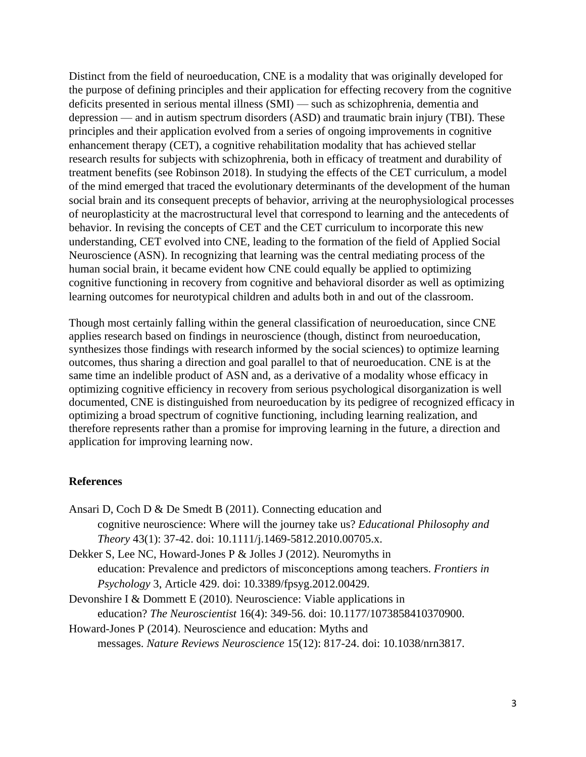Distinct from the field of neuroeducation, CNE is a modality that was originally developed for the purpose of defining principles and their application for effecting recovery from the cognitive deficits presented in serious mental illness (SMI) — such as schizophrenia, dementia and depression — and in autism spectrum disorders (ASD) and traumatic brain injury (TBI). These principles and their application evolved from a series of ongoing improvements in cognitive enhancement therapy (CET), a cognitive rehabilitation modality that has achieved stellar research results for subjects with schizophrenia, both in efficacy of treatment and durability of treatment benefits (see Robinson 2018). In studying the effects of the CET curriculum, a model of the mind emerged that traced the evolutionary determinants of the development of the human social brain and its consequent precepts of behavior, arriving at the neurophysiological processes of neuroplasticity at the macrostructural level that correspond to learning and the antecedents of behavior. In revising the concepts of CET and the CET curriculum to incorporate this new understanding, CET evolved into CNE, leading to the formation of the field of Applied Social Neuroscience (ASN). In recognizing that learning was the central mediating process of the human social brain, it became evident how CNE could equally be applied to optimizing cognitive functioning in recovery from cognitive and behavioral disorder as well as optimizing learning outcomes for neurotypical children and adults both in and out of the classroom.

Though most certainly falling within the general classification of neuroeducation, since CNE applies research based on findings in neuroscience (though, distinct from neuroeducation, synthesizes those findings with research informed by the social sciences) to optimize learning outcomes, thus sharing a direction and goal parallel to that of neuroeducation. CNE is at the same time an indelible product of ASN and, as a derivative of a modality whose efficacy in optimizing cognitive efficiency in recovery from serious psychological disorganization is well documented, CNE is distinguished from neuroeducation by its pedigree of recognized efficacy in optimizing a broad spectrum of cognitive functioning, including learning realization, and therefore represents rather than a promise for improving learning in the future, a direction and application for improving learning now.

## References

Ansari D, Coch D & De Smedt B (2011). Connecting education and cognitive neuroscience: Where will the journey take us? *Educational Philosophy and Theory* 43(1): 37-42. doi: 10.1111/j.1469-5812.2010.00705.x.

Dekker S, Lee NC, Howard-Jones P & Jolles J (2012). Neuromyths in education: Prevalence and predictors of misconceptions among teachers. *Frontiers in Psychology* 3, Article 429. doi: 10.3389/fpsyg.2012.00429.

Devonshire I & Dommett E (2010). Neuroscience: Viable applications in education? *The Neuroscientist* 16(4): 349-56. doi: 10.1177/1073858410370900.

Howard-Jones P (2014). Neuroscience and education: Myths and messages. *Nature Reviews Neuroscience* 15(12): 817-24. doi: 10.1038/nrn3817.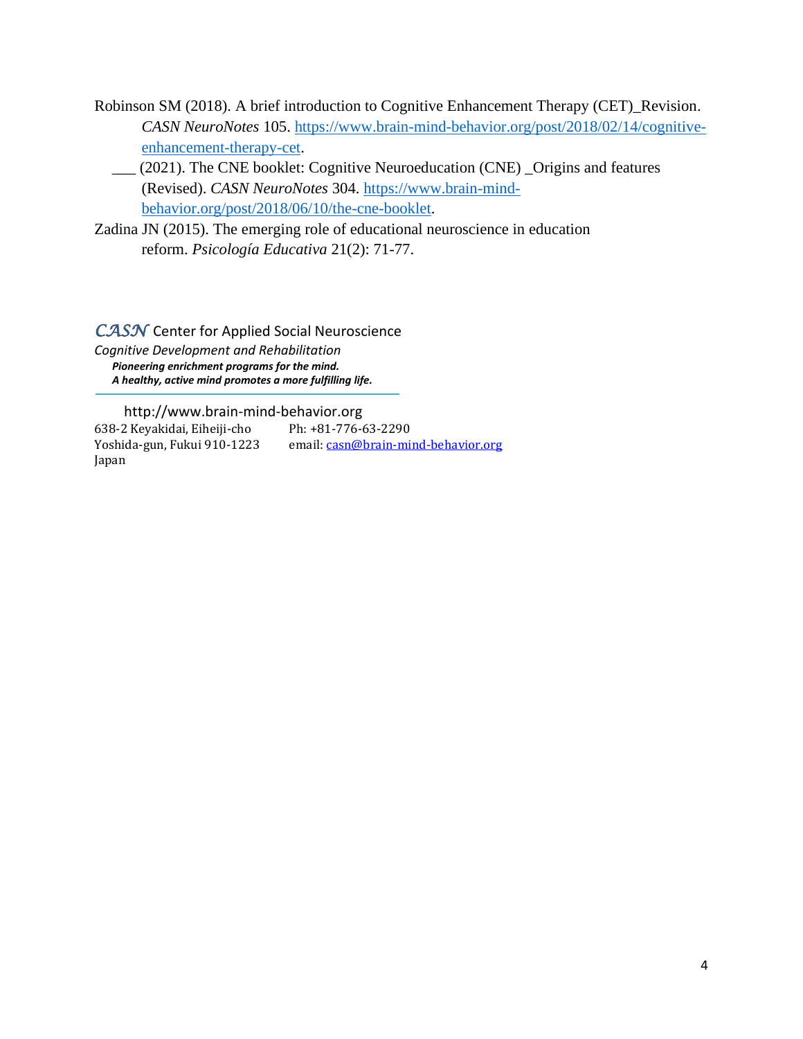Robinson SM (2018). A brief introduction to Cognitive Enhancement Therapy (CET)_Revision. *CASN NeuroNotes* 105. https://www.brain-mind-behavior.org/post/2018/02/14/cognitive-enhancement-therapy-cet.

___ (2021). The CNE booklet: Cognitive Neuroeducation (CNE) _Origins and features (Revised). *CASN NeuroNotes* 304. https://www.brain-mind-behavior.org/post/2018/06/10/the-cne-booklet.

Zadina JN (2015). The emerging role of educational neuroscience in education reform. *Psicología Educativa* 21(2): 71-77.

*CASN* Center for Applied Social Neuroscience
*Cognitive Development and Rehabilitation*
***Pioneering enrichment programs for the mind.***
***A healthy, active mind promotes a more fulfilling life.***

http://www.brain-mind-behavior.org

638-2 Keyakidai, Eiheiji-cho
Yoshida-gun, Fukui 910-1223
Japan

Ph: +81-776-63-2290
email: casn@brain-mind-behavior.org